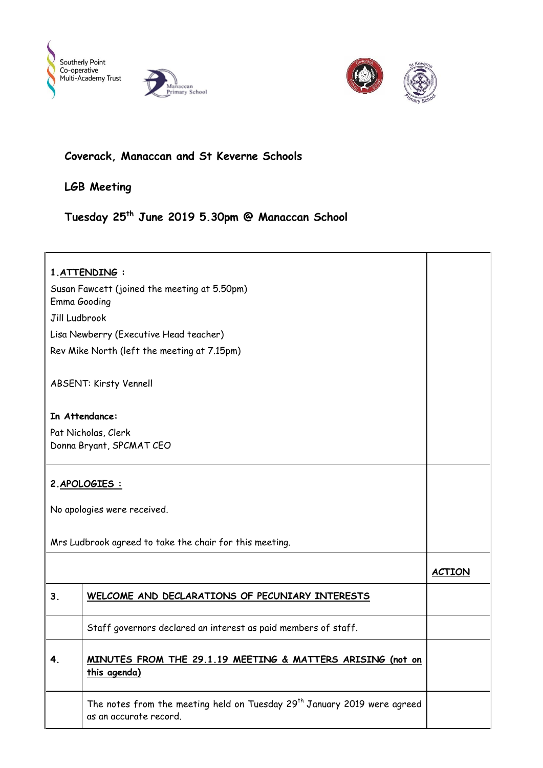Southerly Point Co-operative Multi-Academy Trust

# Coverack, Manaccan and St Keverne Schools

## LGB Meeting

## Tuesday 25th June 2019 5.30pm @ Manaccan School

**1. ATTENDING :**

Susan Fawcett (joined the meeting at 5.50pm)
Emma Gooding
Jill Ludbrook
Lisa Newberry (Executive Head teacher)
Rev Mike North (left the meeting at 7.15pm)

ABSENT: Kirsty Vennell

**In Attendance:**

Pat Nicholas, Clerk
Donna Bryant, SPCMAT CEO

**2. APOLOGIES :**

No apologies were received.

Mrs Ludbrook agreed to take the chair for this meeting.

| | | **ACTION** |
|---|---|---|
| **3.** | **WELCOME AND DECLARATIONS OF PECUNIARY INTERESTS** | |
| | Staff governors declared an interest as paid members of staff. | |
| **4.** | **MINUTES FROM THE 29.1.19 MEETING & MATTERS ARISING (not on this agenda)** | |
| | The notes from the meeting held on Tuesday 29th January 2019 were agreed as an accurate record. | |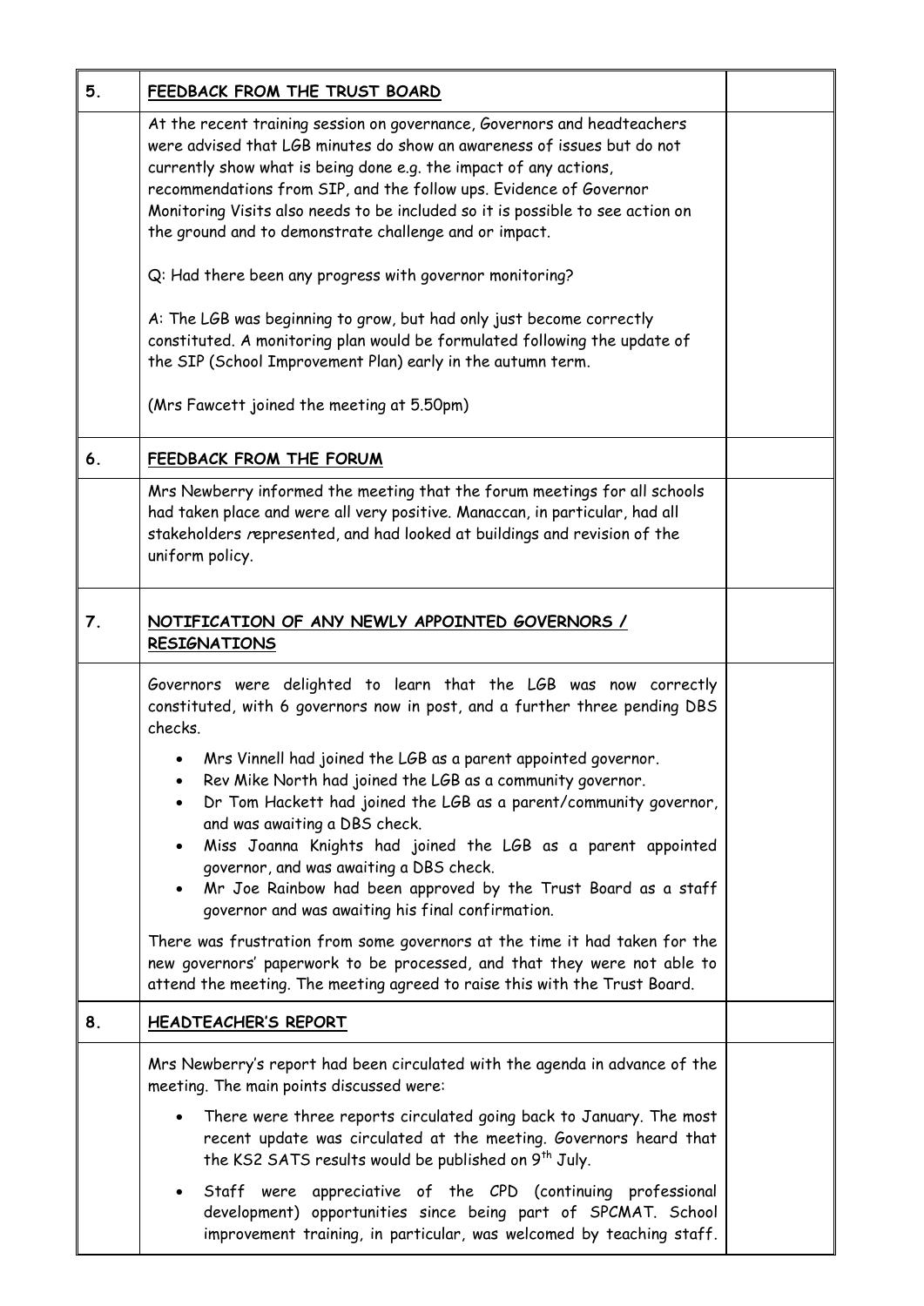## 5. FEEDBACK FROM THE TRUST BOARD

At the recent training session on governance, Governors and headteachers were advised that LGB minutes do show an awareness of issues but do not currently show what is being done e.g. the impact of any actions, recommendations from SIP, and the follow ups. Evidence of Governor Monitoring Visits also needs to be included so it is possible to see action on the ground and to demonstrate challenge and or impact.

Q: Had there been any progress with governor monitoring?

A: The LGB was beginning to grow, but had only just become correctly constituted. A monitoring plan would be formulated following the update of the SIP (School Improvement Plan) early in the autumn term.

(Mrs Fawcett joined the meeting at 5.50pm)

## 6. FEEDBACK FROM THE FORUM

Mrs Newberry informed the meeting that the forum meetings for all schools had taken place and were all very positive. Manaccan, in particular, had all stakeholders represented, and had looked at buildings and revision of the uniform policy.

## 7. NOTIFICATION OF ANY NEWLY APPOINTED GOVERNORS / RESIGNATIONS

Governors were delighted to learn that the LGB was now correctly constituted, with 6 governors now in post, and a further three pending DBS checks.

- Mrs Vinnell had joined the LGB as a parent appointed governor.
- Rev Mike North had joined the LGB as a community governor.
- Dr Tom Hackett had joined the LGB as a parent/community governor, and was awaiting a DBS check.
- Miss Joanna Knights had joined the LGB as a parent appointed governor, and was awaiting a DBS check.
- Mr Joe Rainbow had been approved by the Trust Board as a staff governor and was awaiting his final confirmation.

There was frustration from some governors at the time it had taken for the new governors' paperwork to be processed, and that they were not able to attend the meeting. The meeting agreed to raise this with the Trust Board.

## 8. HEADTEACHER'S REPORT

Mrs Newberry's report had been circulated with the agenda in advance of the meeting. The main points discussed were:

- There were three reports circulated going back to January. The most recent update was circulated at the meeting. Governors heard that the KS2 SATS results would be published on 9th July.
- Staff were appreciative of the CPD (continuing professional development) opportunities since being part of SPCMAT. School improvement training, in particular, was welcomed by teaching staff.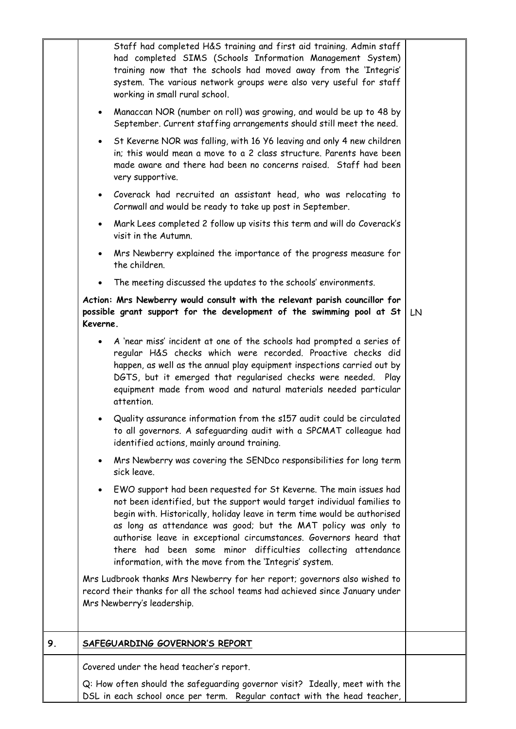| | | |
|---|---|---|
| | Staff had completed H&S training and first aid training. Admin staff had completed SIMS (Schools Information Management System) training now that the schools had moved away from the 'Integris' system. The various network groups were also very useful for staff working in small rural school.<br><br>• Manaccan NOR (number on roll) was growing, and would be up to 48 by September. Current staffing arrangements should still meet the need.<br><br>• St Keverne NOR was falling, with 16 Y6 leaving and only 4 new children in; this would mean a move to a 2 class structure. Parents have been made aware and there had been no concerns raised. Staff had been very supportive.<br><br>• Coverack had recruited an assistant head, who was relocating to Cornwall and would be ready to take up post in September.<br><br>• Mark Lees completed 2 follow up visits this term and will do Coverack's visit in the Autumn.<br><br>• Mrs Newberry explained the importance of the progress measure for the children.<br><br>• The meeting discussed the updates to the schools' environments.<br><br>**Action: Mrs Newberry would consult with the relevant parish councillor for possible grant support for the development of the swimming pool at St Keverne.**<br><br>• A 'near miss' incident at one of the schools had prompted a series of regular H&S checks which were recorded. Proactive checks did happen, as well as the annual play equipment inspections carried out by DGTS, but it emerged that regularised checks were needed. Play equipment made from wood and natural materials needed particular attention.<br><br>• Quality assurance information from the s157 audit could be circulated to all governors. A safeguarding audit with a SPCMAT colleague had identified actions, mainly around training.<br><br>• Mrs Newberry was covering the SENDco responsibilities for long term sick leave.<br><br>• EWO support had been requested for St Keverne. The main issues had not been identified, but the support would target individual families to begin with. Historically, holiday leave in term time would be authorised as long as attendance was good; but the MAT policy was only to authorise leave in exceptional circumstances. Governors heard that there had been some minor difficulties collecting attendance information, with the move from the 'Integris' system.<br><br>Mrs Ludbrook thanks Mrs Newberry for her report; governors also wished to record their thanks for all the school teams had achieved since January under Mrs Newberry's leadership. | LN |
| 9. | **SAFEGUARDING GOVERNOR'S REPORT** | |
| | Covered under the head teacher's report.<br><br>Q: How often should the safeguarding governor visit? Ideally, meet with the DSL in each school once per term. Regular contact with the head teacher, | |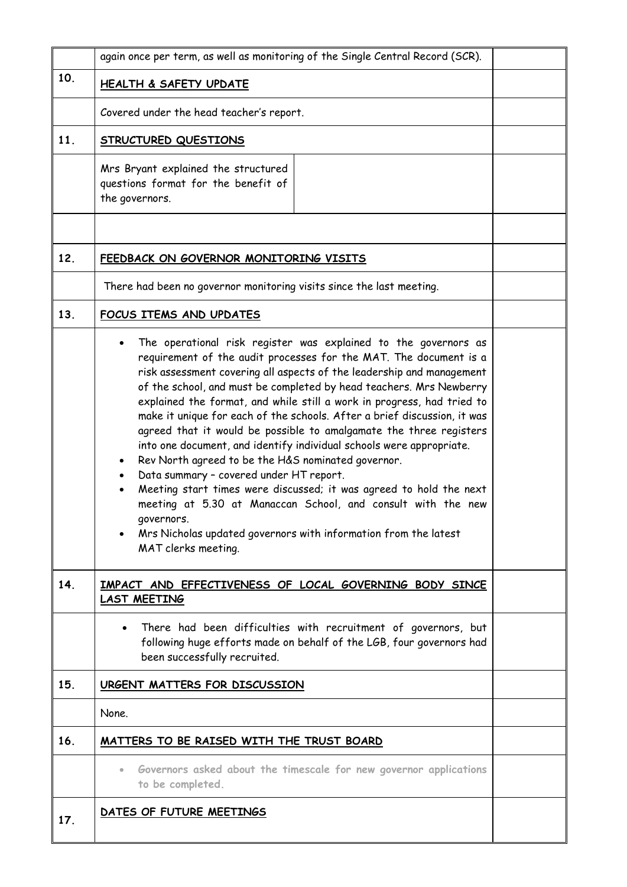| | | |
|---|---|---|
| | again once per term, as well as monitoring of the Single Central Record (SCR). | |
| 10. | **HEALTH & SAFETY UPDATE** | |
| | Covered under the head teacher's report. | |
| 11. | **STRUCTURED QUESTIONS** | |
| | Mrs Bryant explained the structured questions format for the benefit of the governors. | |
| | | |
| 12. | **FEEDBACK ON GOVERNOR MONITORING VISITS** | |
| | There had been no governor monitoring visits since the last meeting. | |
| 13. | **FOCUS ITEMS AND UPDATES** | |
| | • The operational risk register was explained to the governors as requirement of the audit processes for the MAT. The document is a risk assessment covering all aspects of the leadership and management of the school, and must be completed by head teachers. Mrs Newberry explained the format, and while still a work in progress, had tried to make it unique for each of the schools. After a brief discussion, it was agreed that it would be possible to amalgamate the three registers into one document, and identify individual schools were appropriate.<br>• Rev North agreed to be the H&S nominated governor.<br>• Data summary – covered under HT report.<br>• Meeting start times were discussed; it was agreed to hold the next meeting at 5.30 at Manaccan School, and consult with the new governors.<br>• Mrs Nicholas updated governors with information from the latest MAT clerks meeting. | |
| 14. | **IMPACT AND EFFECTIVENESS OF LOCAL GOVERNING BODY SINCE LAST MEETING** | |
| | • There had been difficulties with recruitment of governors, but following huge efforts made on behalf of the LGB, four governors had been successfully recruited. | |
| 15. | **URGENT MATTERS FOR DISCUSSION** | |
| | None. | |
| 16. | **MATTERS TO BE RAISED WITH THE TRUST BOARD** | |
| | • **Governors asked about the timescale for new governor applications to be completed.** | |
| 17. | **DATES OF FUTURE MEETINGS** | |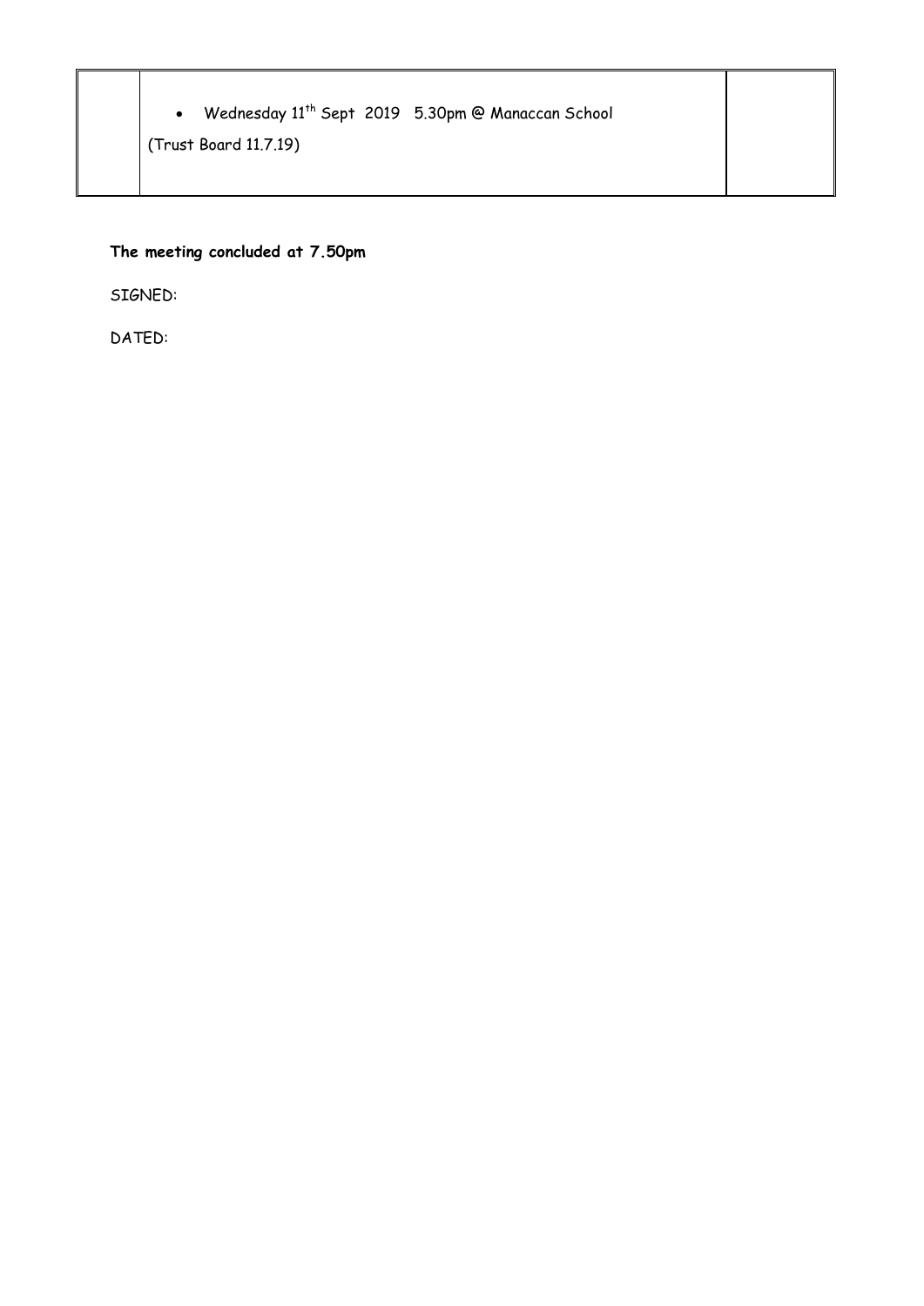| | | |
|---|---|---|
| | • Wednesday 11th Sept 2019 5.30pm @ Manaccan School<br><br>(Trust Board 11.7.19) | |

**The meeting concluded at 7.50pm**

SIGNED:

DATED: